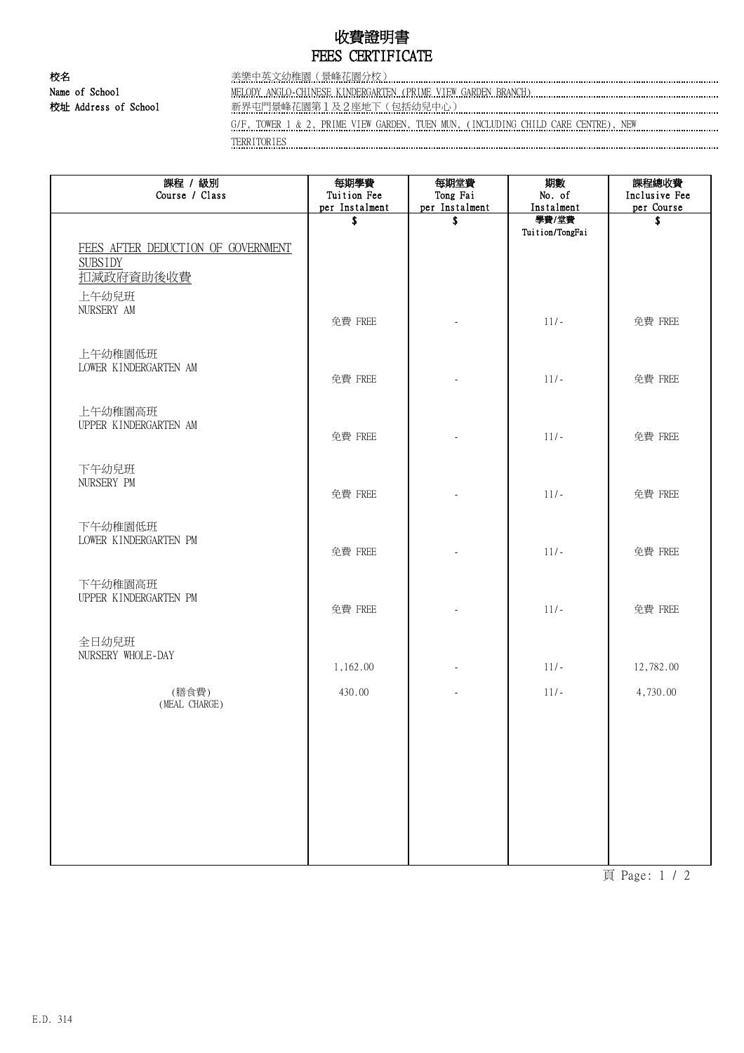# 收費證明書
# FEES CERTIFICATE

**校名**
**Name of School** 美樂中英文幼稚園（景峰花園分校）
MELODY ANGLO-CHINESE KINDERGARTEN (PRIME VIEW GARDEN BRANCH)

**校址 Address of School** 新界屯門景峰花園第１及２座地下（包括幼兒中心）
G/F, TOWER 1 & 2, PRIME VIEW GARDEN, TUEN MUN, (INCLUDING CHILD CARE CENTRE), NEW TERRITORIES

| 課程 / 級別<br>Course / Class | 每期學費<br>Tuition Fee<br>per Instalment | 每期堂費<br>Tong Fai<br>per Instalment | 期數<br>No. of<br>Instalment | 課程總收費<br>Inclusive Fee<br>per Course |
|---|---|---|---|---|
| | $ | $ | 學費/堂費<br>Tuition/TongFai | $ |
| FEES AFTER DEDUCTION OF GOVERNMENT SUBSIDY<br>扣減政府資助後收費 | | | | |
| 上午幼兒班<br>NURSERY AM | 免費 FREE | - | 11/- | 免費 FREE |
| 上午幼稚園低班<br>LOWER KINDERGARTEN AM | 免費 FREE | - | 11/- | 免費 FREE |
| 上午幼稚園高班<br>UPPER KINDERGARTEN AM | 免費 FREE | - | 11/- | 免費 FREE |
| 下午幼兒班<br>NURSERY PM | 免費 FREE | - | 11/- | 免費 FREE |
| 下午幼稚園低班<br>LOWER KINDERGARTEN PM | 免費 FREE | - | 11/- | 免費 FREE |
| 下午幼稚園高班<br>UPPER KINDERGARTEN PM | 免費 FREE | - | 11/- | 免費 FREE |
| 全日幼兒班<br>NURSERY WHOLE-DAY | 1,162.00 | - | 11/- | 12,782.00 |
| (膳食費)<br>(MEAL CHARGE) | 430.00 | - | 11/- | 4,730.00 |

E.D. 314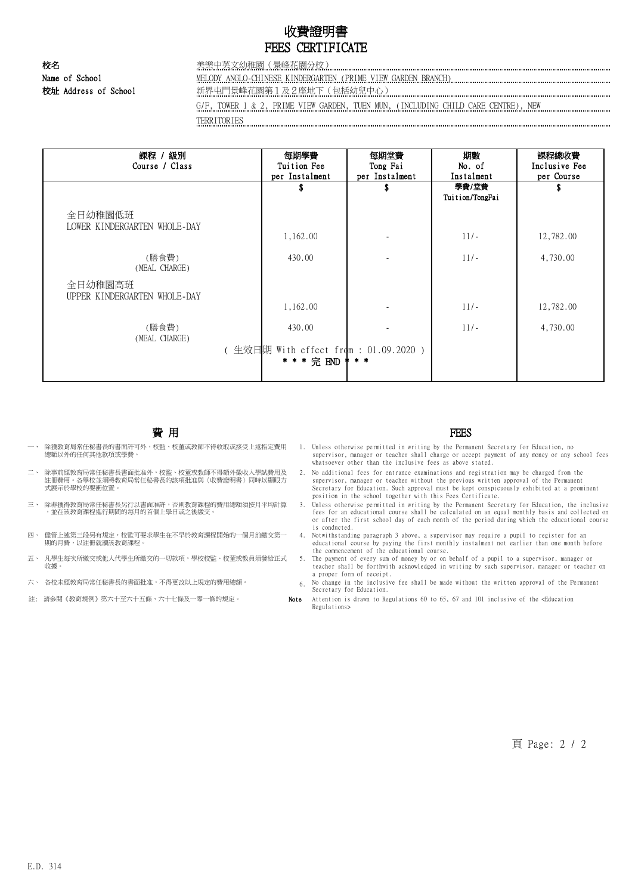# 收費證明書
# FEES CERTIFICATE

**校名**
**Name of School**

美樂中英文幼稚園（景峰花園分校）
MELODY ANGLO-CHINESE KINDERGARTEN (PRIME VIEW GARDEN BRANCH)

**校址 Address of School**

新界屯門景峰花園第１及２座地下（包括幼兒中心）
G/F, TOWER 1 & 2, PRIME VIEW GARDEN, TUEN MUN, (INCLUDING CHILD CARE CENTRE), NEW TERRITORIES

| 課程 / 級別<br>Course / Class | 每期學費<br>Tuition Fee<br>per Instalment<br>$ | 每期堂費<br>Tong Fai<br>per Instalment<br>$ | 期數<br>No. of<br>Instalment<br>學費/堂費<br>Tuition/TongFai | 課程總收費<br>Inclusive Fee<br>per Course<br>$ |
|---|---|---|---|---|
| 全日幼稚園低班<br>LOWER KINDERGARTEN WHOLE-DAY | 1,162.00 | - | 11/- | 12,782.00 |
| (膳食費)<br>(MEAL CHARGE) | 430.00 | - | 11/- | 4,730.00 |
| 全日幼稚園高班<br>UPPER KINDERGARTEN WHOLE-DAY | 1,162.00 | - | 11/- | 12,782.00 |
| (膳食費)<br>(MEAL CHARGE) | 430.00 | - | 11/- | 4,730.00 |

( 生效日期 With effect from : 01.09.2020 )
* * * 完 END * * *

## 費 用

一、 除獲教育局常任秘書長的書面許可外，校監、校董或教師不得收取或接受上述指定費用總額以外的任何其他款項或學費。

二、 除事前經教育局常任秘書長書面批准外，校監、校董或教師不得額外徵收入學試費用及註冊費用。各學校並須將教育局常任秘書長的該項批准與〈收費證明書〉同時以顯眼方式展示於學校的要衝位置。

三、 除非獲得教育局常任秘書長另行以書面准許，否則教育課程的費用總額須按月平均計算，並在該教育課程進行期間的每月的首個上學日或之後繳交。

四、 儘管上述第三段另有規定，校監可要求學生在不早於教育課程開始的一個月前繳交第一期的月費，以註冊就讀該教育課程。

五、 凡學生每次所繳交或他人代學生所繳交的一切款項，學校校監、校董或教員須發給正式收據。

六、 各校未經教育局常任秘書長的書面批准，不得更改以上規定的費用總額。

註: 請參閱《教育規例》第六十至六十五條、六十七條及一零一條的規定。

## FEES

1. Unless otherwise permitted in writing by the Permanent Secretary for Education, no supervisor, manager or teacher shall charge or accept payment of any money or any school fees whatsoever other than the inclusive fees as above stated.
2. No additional fees for entrance examinations and registration may be charged from the supervisor, manager or teacher without the previous written approval of the Permanent Secretary for Education. Such approval must be kept conspicuously exhibited at a prominent position in the school together with this Fees Certificate.
3. Unless otherwise permitted in writing by the Permanent Secretary for Education, the inclusive fees for an educational course shall be calculated on an equal monthly basis and collected on or after the first school day of each month of the period during which the educational course is conducted.
4. Notwithstanding paragraph 3 above, a supervisor may require a pupil to register for an educational course by paying the first monthly instalment not earlier than one month before the commencement of the educational course.
5. The payment of every sum of money by or on behalf of a pupil to a supervisor, manager or teacher shall be forthwith acknowledged in writing by such supervisor, manager or teacher on a proper form of receipt.
6. No change in the inclusive fee shall be made without the written approval of the Permanent Secretary for Education.

**Note** Attention is drawn to Regulations 60 to 65, 67 and 101 inclusive of the <Education Regulations>

E.D. 314